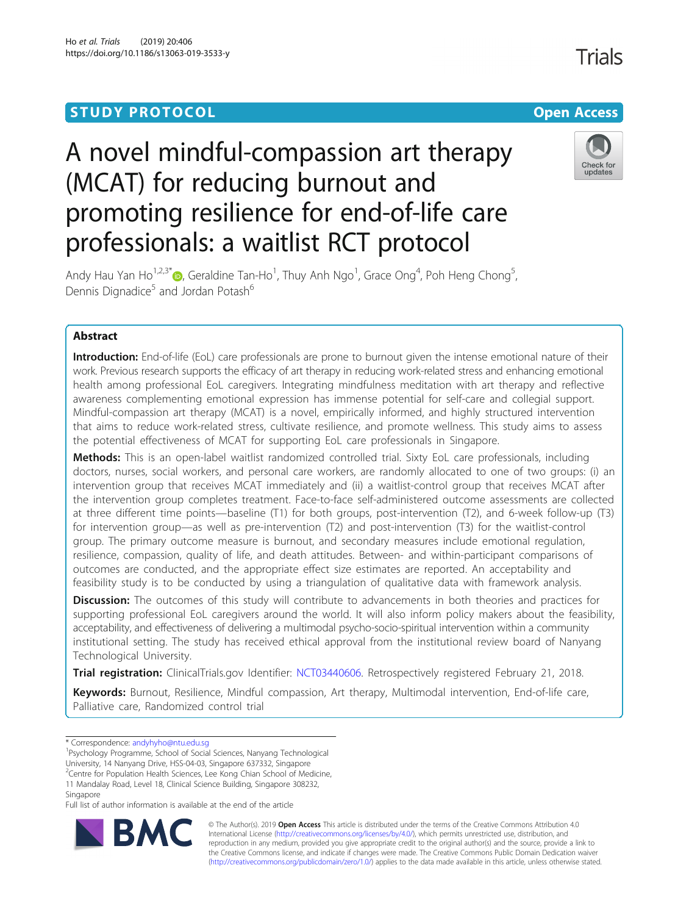STUDY PROTOCOL

Open Access

# A novel mindful-compassion art therapy (MCAT) for reducing burnout and promoting resilience for end-of-life care professionals: a waitlist RCT protocol

Andy Hau Yan Ho[1,2,3*], Geraldine Tan-Ho[1], Thuy Anh Ngo[1], Grace Ong[4], Poh Heng Chong[5], Dennis Dignadice[5] and Jordan Potash[6]

## Abstract

**Introduction:** End-of-life (EoL) care professionals are prone to burnout given the intense emotional nature of their work. Previous research supports the efficacy of art therapy in reducing work-related stress and enhancing emotional health among professional EoL caregivers. Integrating mindfulness meditation with art therapy and reflective awareness complementing emotional expression has immense potential for self-care and collegial support. Mindful-compassion art therapy (MCAT) is a novel, empirically informed, and highly structured intervention that aims to reduce work-related stress, cultivate resilience, and promote wellness. This study aims to assess the potential effectiveness of MCAT for supporting EoL care professionals in Singapore.

**Methods:** This is an open-label waitlist randomized controlled trial. Sixty EoL care professionals, including doctors, nurses, social workers, and personal care workers, are randomly allocated to one of two groups: (i) an intervention group that receives MCAT immediately and (ii) a waitlist-control group that receives MCAT after the intervention group completes treatment. Face-to-face self-administered outcome assessments are collected at three different time points—baseline (T1) for both groups, post-intervention (T2), and 6-week follow-up (T3) for intervention group—as well as pre-intervention (T2) and post-intervention (T3) for the waitlist-control group. The primary outcome measure is burnout, and secondary measures include emotional regulation, resilience, compassion, quality of life, and death attitudes. Between- and within-participant comparisons of outcomes are conducted, and the appropriate effect size estimates are reported. An acceptability and feasibility study is to be conducted by using a triangulation of qualitative data with framework analysis.

**Discussion:** The outcomes of this study will contribute to advancements in both theories and practices for supporting professional EoL caregivers around the world. It will also inform policy makers about the feasibility, acceptability, and effectiveness of delivering a multimodal psycho-socio-spiritual intervention within a community institutional setting. The study has received ethical approval from the institutional review board of Nanyang Technological University.

**Trial registration:** ClinicalTrials.gov Identifier: NCT03440606. Retrospectively registered February 21, 2018.

**Keywords:** Burnout, Resilience, Mindful compassion, Art therapy, Multimodal intervention, End-of-life care, Palliative care, Randomized control trial

---

* Correspondence: andyhyho@ntu.edu.sg
[1]Psychology Programme, School of Social Sciences, Nanyang Technological University, 14 Nanyang Drive, HSS-04-03, Singapore 637332, Singapore
[2]Centre for Population Health Sciences, Lee Kong Chian School of Medicine, 11 Mandalay Road, Level 18, Clinical Science Building, Singapore 308232, Singapore
Full list of author information is available at the end of the article

© The Author(s). 2019 **Open Access** This article is distributed under the terms of the Creative Commons Attribution 4.0 International License (http://creativecommons.org/licenses/by/4.0/), which permits unrestricted use, distribution, and reproduction in any medium, provided you give appropriate credit to the original author(s) and the source, provide a link to the Creative Commons license, and indicate if changes were made. The Creative Commons Public Domain Dedication waiver (http://creativecommons.org/publicdomain/zero/1.0/) applies to the data made available in this article, unless otherwise stated.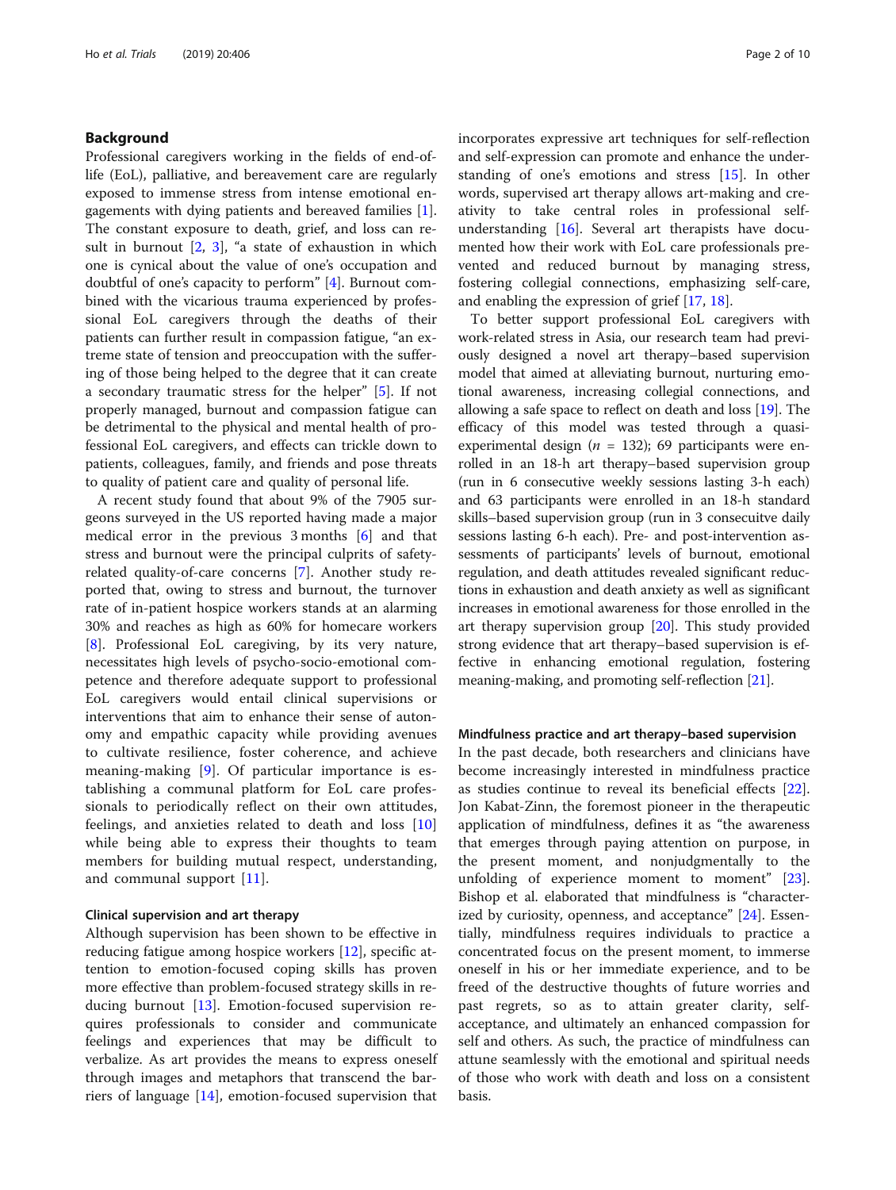## Background

Professional caregivers working in the fields of end-of-life (EoL), palliative, and bereavement care are regularly exposed to immense stress from intense emotional engagements with dying patients and bereaved families [1]. The constant exposure to death, grief, and loss can result in burnout [2, 3], "a state of exhaustion in which one is cynical about the value of one's occupation and doubtful of one's capacity to perform" [4]. Burnout combined with the vicarious trauma experienced by professional EoL caregivers through the deaths of their patients can further result in compassion fatigue, "an extreme state of tension and preoccupation with the suffering of those being helped to the degree that it can create a secondary traumatic stress for the helper" [5]. If not properly managed, burnout and compassion fatigue can be detrimental to the physical and mental health of professional EoL caregivers, and effects can trickle down to patients, colleagues, family, and friends and pose threats to quality of patient care and quality of personal life.

A recent study found that about 9% of the 7905 surgeons surveyed in the US reported having made a major medical error in the previous 3 months [6] and that stress and burnout were the principal culprits of safety-related quality-of-care concerns [7]. Another study reported that, owing to stress and burnout, the turnover rate of in-patient hospice workers stands at an alarming 30% and reaches as high as 60% for homecare workers [8]. Professional EoL caregiving, by its very nature, necessitates high levels of psycho-socio-emotional competence and therefore adequate support to professional EoL caregivers would entail clinical supervisions or interventions that aim to enhance their sense of autonomy and empathic capacity while providing avenues to cultivate resilience, foster coherence, and achieve meaning-making [9]. Of particular importance is establishing a communal platform for EoL care professionals to periodically reflect on their own attitudes, feelings, and anxieties related to death and loss [10] while being able to express their thoughts to team members for building mutual respect, understanding, and communal support [11].

### Clinical supervision and art therapy

Although supervision has been shown to be effective in reducing fatigue among hospice workers [12], specific attention to emotion-focused coping skills has proven more effective than problem-focused strategy skills in reducing burnout [13]. Emotion-focused supervision requires professionals to consider and communicate feelings and experiences that may be difficult to verbalize. As art provides the means to express oneself through images and metaphors that transcend the barriers of language [14], emotion-focused supervision that incorporates expressive art techniques for self-reflection and self-expression can promote and enhance the understanding of one's emotions and stress [15]. In other words, supervised art therapy allows art-making and creativity to take central roles in professional self-understanding [16]. Several art therapists have documented how their work with EoL care professionals prevented and reduced burnout by managing stress, fostering collegial connections, emphasizing self-care, and enabling the expression of grief [17, 18].

To better support professional EoL caregivers with work-related stress in Asia, our research team had previously designed a novel art therapy–based supervision model that aimed at alleviating burnout, nurturing emotional awareness, increasing collegial connections, and allowing a safe space to reflect on death and loss [19]. The efficacy of this model was tested through a quasi-experimental design ($n$ = 132); 69 participants were enrolled in an 18-h art therapy–based supervision group (run in 6 consecutive weekly sessions lasting 3-h each) and 63 participants were enrolled in an 18-h standard skills–based supervision group (run in 3 consecuitve daily sessions lasting 6-h each). Pre- and post-intervention assessments of participants' levels of burnout, emotional regulation, and death attitudes revealed significant reductions in exhaustion and death anxiety as well as significant increases in emotional awareness for those enrolled in the art therapy supervision group [20]. This study provided strong evidence that art therapy–based supervision is effective in enhancing emotional regulation, fostering meaning-making, and promoting self-reflection [21].

### Mindfulness practice and art therapy–based supervision

In the past decade, both researchers and clinicians have become increasingly interested in mindfulness practice as studies continue to reveal its beneficial effects [22]. Jon Kabat-Zinn, the foremost pioneer in the therapeutic application of mindfulness, defines it as "the awareness that emerges through paying attention on purpose, in the present moment, and nonjudgmentally to the unfolding of experience moment to moment" [23]. Bishop et al. elaborated that mindfulness is "characterized by curiosity, openness, and acceptance" [24]. Essentially, mindfulness requires individuals to practice a concentrated focus on the present moment, to immerse oneself in his or her immediate experience, and to be freed of the destructive thoughts of future worries and past regrets, so as to attain greater clarity, self-acceptance, and ultimately an enhanced compassion for self and others. As such, the practice of mindfulness can attune seamlessly with the emotional and spiritual needs of those who work with death and loss on a consistent basis.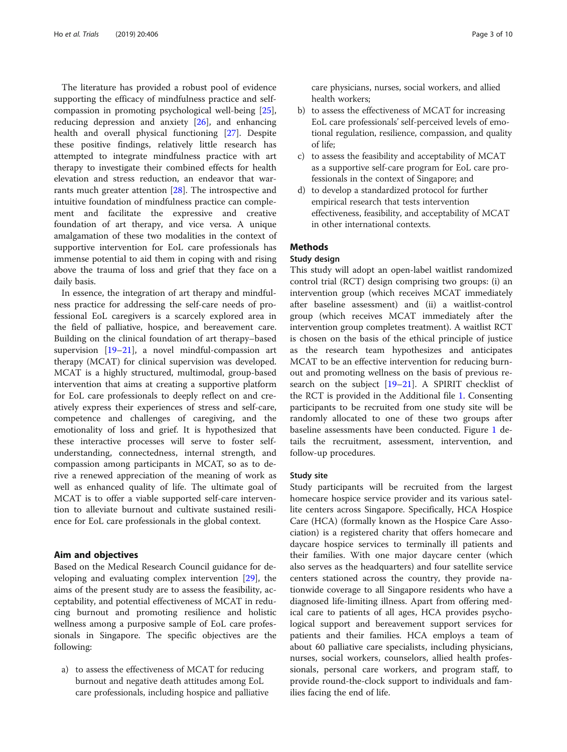The literature has provided a robust pool of evidence supporting the efficacy of mindfulness practice and self-compassion in promoting psychological well-being [25], reducing depression and anxiety [26], and enhancing health and overall physical functioning [27]. Despite these positive findings, relatively little research has attempted to integrate mindfulness practice with art therapy to investigate their combined effects for health elevation and stress reduction, an endeavor that warrants much greater attention [28]. The introspective and intuitive foundation of mindfulness practice can complement and facilitate the expressive and creative foundation of art therapy, and vice versa. A unique amalgamation of these two modalities in the context of supportive intervention for EoL care professionals has immense potential to aid them in coping with and rising above the trauma of loss and grief that they face on a daily basis.

In essence, the integration of art therapy and mindfulness practice for addressing the self-care needs of professional EoL caregivers is a scarcely explored area in the field of palliative, hospice, and bereavement care. Building on the clinical foundation of art therapy–based supervision [19–21], a novel mindful-compassion art therapy (MCAT) for clinical supervision was developed. MCAT is a highly structured, multimodal, group-based intervention that aims at creating a supportive platform for EoL care professionals to deeply reflect on and creatively express their experiences of stress and self-care, competence and challenges of caregiving, and the emotionality of loss and grief. It is hypothesized that these interactive processes will serve to foster self-understanding, connectedness, internal strength, and compassion among participants in MCAT, so as to derive a renewed appreciation of the meaning of work as well as enhanced quality of life. The ultimate goal of MCAT is to offer a viable supported self-care intervention to alleviate burnout and cultivate sustained resilience for EoL care professionals in the global context.

## Aim and objectives

Based on the Medical Research Council guidance for developing and evaluating complex intervention [29], the aims of the present study are to assess the feasibility, acceptability, and potential effectiveness of MCAT in reducing burnout and promoting resilience and holistic wellness among a purposive sample of EoL care professionals in Singapore. The specific objectives are the following:

a) to assess the effectiveness of MCAT for reducing burnout and negative death attitudes among EoL care professionals, including hospice and palliative care physicians, nurses, social workers, and allied health workers;
b) to assess the effectiveness of MCAT for increasing EoL care professionals' self-perceived levels of emotional regulation, resilience, compassion, and quality of life;
c) to assess the feasibility and acceptability of MCAT as a supportive self-care program for EoL care professionals in the context of Singapore; and
d) to develop a standardized protocol for further empirical research that tests intervention effectiveness, feasibility, and acceptability of MCAT in other international contexts.

## Methods

### Study design

This study will adopt an open-label waitlist randomized control trial (RCT) design comprising two groups: (i) an intervention group (which receives MCAT immediately after baseline assessment) and (ii) a waitlist-control group (which receives MCAT immediately after the intervention group completes treatment). A waitlist RCT is chosen on the basis of the ethical principle of justice as the research team hypothesizes and anticipates MCAT to be an effective intervention for reducing burnout and promoting wellness on the basis of previous research on the subject [19–21]. A SPIRIT checklist of the RCT is provided in the Additional file 1. Consenting participants to be recruited from one study site will be randomly allocated to one of these two groups after baseline assessments have been conducted. Figure 1 details the recruitment, assessment, intervention, and follow-up procedures.

### Study site

Study participants will be recruited from the largest homecare hospice service provider and its various satellite centers across Singapore. Specifically, HCA Hospice Care (HCA) (formally known as the Hospice Care Association) is a registered charity that offers homecare and daycare hospice services to terminally ill patients and their families. With one major daycare center (which also serves as the headquarters) and four satellite service centers stationed across the country, they provide nationwide coverage to all Singapore residents who have a diagnosed life-limiting illness. Apart from offering medical care to patients of all ages, HCA provides psychological support and bereavement support services for patients and their families. HCA employs a team of about 60 palliative care specialists, including physicians, nurses, social workers, counselors, allied health professionals, personal care workers, and program staff, to provide round-the-clock support to individuals and families facing the end of life.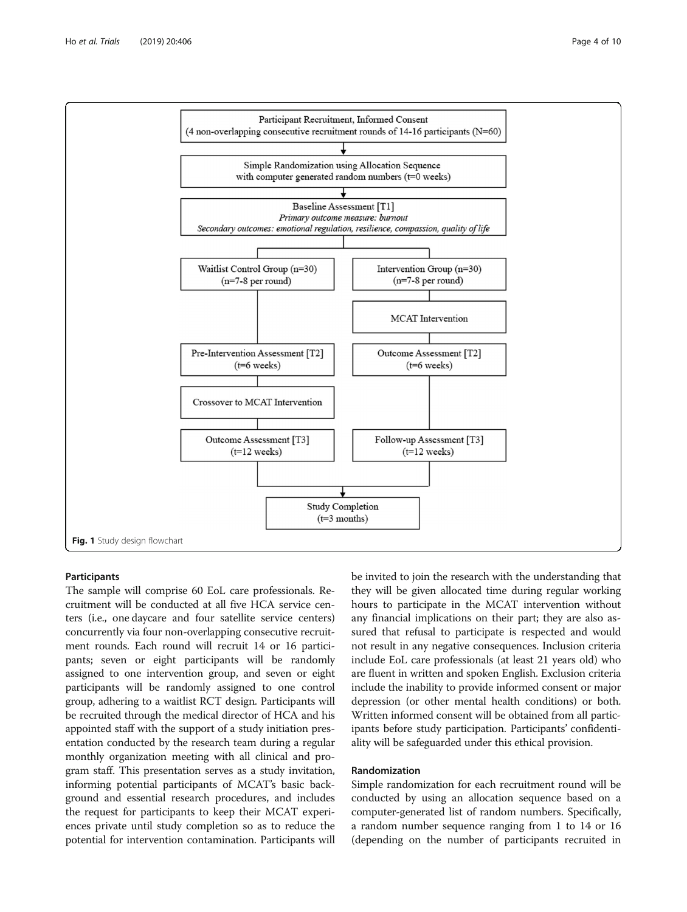Participant Recruitment, Informed Consent
(4 non-overlapping consecutive recruitment rounds of 14-16 participants (N=60)

↓

Simple Randomization using Allocation Sequence
with computer generated random numbers (t=0 weeks)

↓

Baseline Assessment [T1]
*Primary outcome measure: burnout*
*Secondary outcomes: emotional regulation, resilience, compassion, quality of life*

| Waitlist Control Group (n=30) (n=7-8 per round) | Intervention Group (n=30) (n=7-8 per round) |
| --- | --- |
| | MCAT Intervention |
| Pre-Intervention Assessment [T2] (t=6 weeks) | Outcome Assessment [T2] (t=6 weeks) |
| Crossover to MCAT Intervention | |
| Outcome Assessment [T3] (t=12 weeks) | Follow-up Assessment [T3] (t=12 weeks) |

↓

Study Completion
(t=3 months)

**Fig. 1** Study design flowchart

### Participants

The sample will comprise 60 EoL care professionals. Recruitment will be conducted at all five HCA service centers (i.e., one daycare and four satellite service centers) concurrently via four non-overlapping consecutive recruitment rounds. Each round will recruit 14 or 16 participants; seven or eight participants will be randomly assigned to one intervention group, and seven or eight participants will be randomly assigned to one control group, adhering to a waitlist RCT design. Participants will be recruited through the medical director of HCA and his appointed staff with the support of a study initiation presentation conducted by the research team during a regular monthly organization meeting with all clinical and program staff. This presentation serves as a study invitation, informing potential participants of MCAT's basic background and essential research procedures, and includes the request for participants to keep their MCAT experiences private until study completion so as to reduce the potential for intervention contamination. Participants will be invited to join the research with the understanding that they will be given allocated time during regular working hours to participate in the MCAT intervention without any financial implications on their part; they are also assured that refusal to participate is respected and would not result in any negative consequences. Inclusion criteria include EoL care professionals (at least 21 years old) who are fluent in written and spoken English. Exclusion criteria include the inability to provide informed consent or major depression (or other mental health conditions) or both. Written informed consent will be obtained from all participants before study participation. Participants' confidentiality will be safeguarded under this ethical provision.

### Randomization

Simple randomization for each recruitment round will be conducted by using an allocation sequence based on a computer-generated list of random numbers. Specifically, a random number sequence ranging from 1 to 14 or 16 (depending on the number of participants recruited in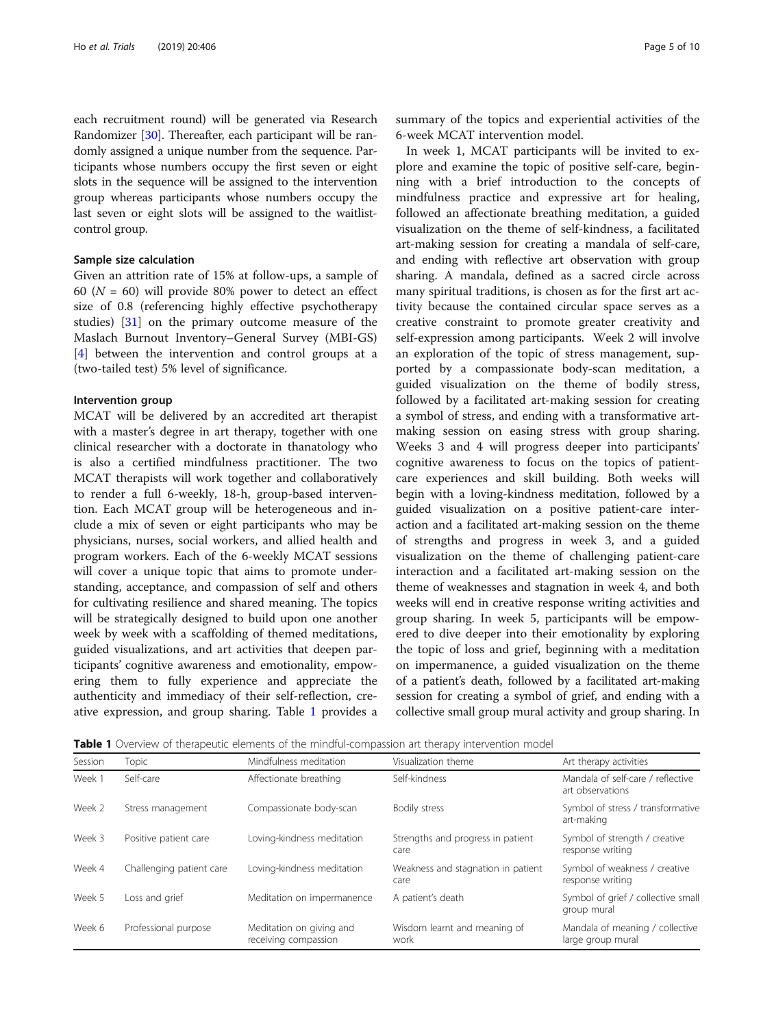each recruitment round) will be generated via Research Randomizer [30]. Thereafter, each participant will be randomly assigned a unique number from the sequence. Participants whose numbers occupy the first seven or eight slots in the sequence will be assigned to the intervention group whereas participants whose numbers occupy the last seven or eight slots will be assigned to the waitlist-control group.

### Sample size calculation

Given an attrition rate of 15% at follow-ups, a sample of 60 ($N$ = 60) will provide 80% power to detect an effect size of 0.8 (referencing highly effective psychotherapy studies) [31] on the primary outcome measure of the Maslach Burnout Inventory–General Survey (MBI-GS) [4] between the intervention and control groups at a (two-tailed test) 5% level of significance.

### Intervention group

MCAT will be delivered by an accredited art therapist with a master's degree in art therapy, together with one clinical researcher with a doctorate in thanatology who is also a certified mindfulness practitioner. The two MCAT therapists will work together and collaboratively to render a full 6-weekly, 18-h, group-based intervention. Each MCAT group will be heterogeneous and include a mix of seven or eight participants who may be physicians, nurses, social workers, and allied health and program workers. Each of the 6-weekly MCAT sessions will cover a unique topic that aims to promote understanding, acceptance, and compassion of self and others for cultivating resilience and shared meaning. The topics will be strategically designed to build upon one another week by week with a scaffolding of themed meditations, guided visualizations, and art activities that deepen participants' cognitive awareness and emotionality, empowering them to fully experience and appreciate the authenticity and immediacy of their self-reflection, creative expression, and group sharing. Table 1 provides a summary of the topics and experiential activities of the 6-week MCAT intervention model.

In week 1, MCAT participants will be invited to explore and examine the topic of positive self-care, beginning with a brief introduction to the concepts of mindfulness practice and expressive art for healing, followed an affectionate breathing meditation, a guided visualization on the theme of self-kindness, a facilitated art-making session for creating a mandala of self-care, and ending with reflective art observation with group sharing. A mandala, defined as a sacred circle across many spiritual traditions, is chosen as for the first art activity because the contained circular space serves as a creative constraint to promote greater creativity and self-expression among participants. Week 2 will involve an exploration of the topic of stress management, supported by a compassionate body-scan meditation, a guided visualization on the theme of bodily stress, followed by a facilitated art-making session for creating a symbol of stress, and ending with a transformative art-making session on easing stress with group sharing. Weeks 3 and 4 will progress deeper into participants' cognitive awareness to focus on the topics of patient-care experiences and skill building. Both weeks will begin with a loving-kindness meditation, followed by a guided visualization on a positive patient-care interaction and a facilitated art-making session on the theme of strengths and progress in week 3, and a guided visualization on the theme of challenging patient-care interaction and a facilitated art-making session on the theme of weaknesses and stagnation in week 4, and both weeks will end in creative response writing activities and group sharing. In week 5, participants will be empowered to dive deeper into their emotionality by exploring the topic of loss and grief, beginning with a meditation on impermanence, a guided visualization on the theme of a patient's death, followed by a facilitated art-making session for creating a symbol of grief, and ending with a collective small group mural activity and group sharing. In

**Table 1** Overview of therapeutic elements of the mindful-compassion art therapy intervention model

| Session | Topic | Mindfulness meditation | Visualization theme | Art therapy activities |
|---|---|---|---|---|
| Week 1 | Self-care | Affectionate breathing | Self-kindness | Mandala of self-care / reflective art observations |
| Week 2 | Stress management | Compassionate body-scan | Bodily stress | Symbol of stress / transformative art-making |
| Week 3 | Positive patient care | Loving-kindness meditation | Strengths and progress in patient care | Symbol of strength / creative response writing |
| Week 4 | Challenging patient care | Loving-kindness meditation | Weakness and stagnation in patient care | Symbol of weakness / creative response writing |
| Week 5 | Loss and grief | Meditation on impermanence | A patient's death | Symbol of grief / collective small group mural |
| Week 6 | Professional purpose | Meditation on giving and receiving compassion | Wisdom learnt and meaning of work | Mandala of meaning / collective large group mural |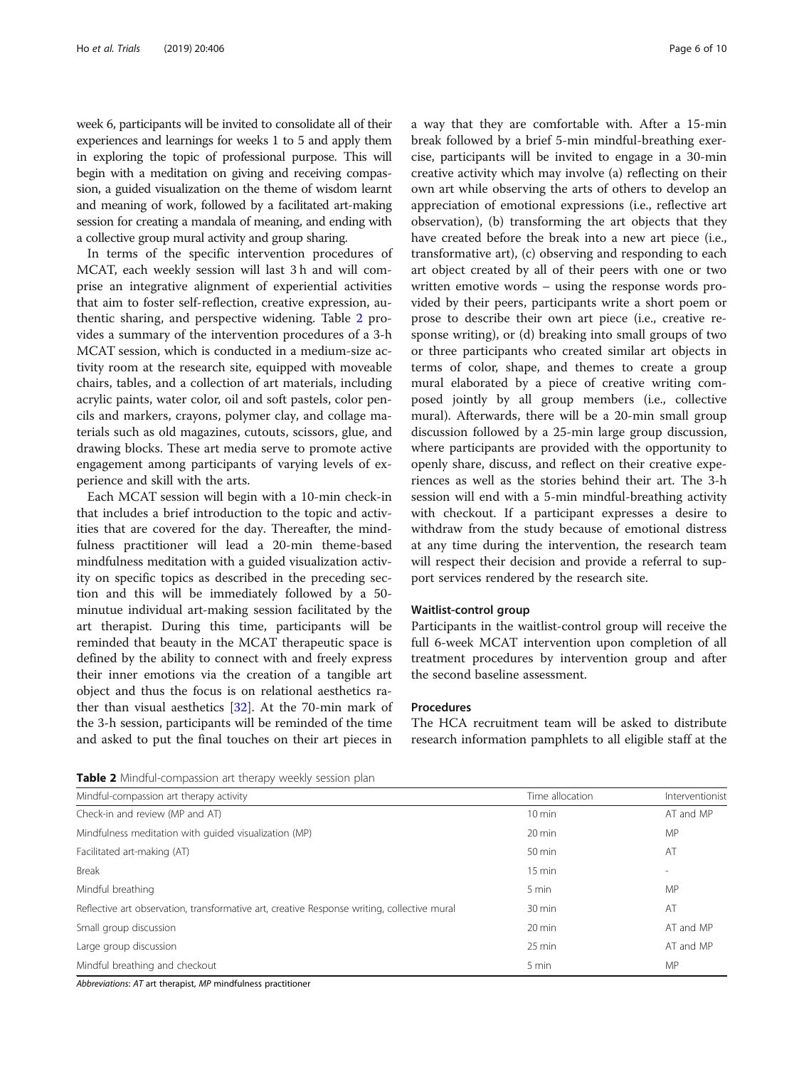week 6, participants will be invited to consolidate all of their experiences and learnings for weeks 1 to 5 and apply them in exploring the topic of professional purpose. This will begin with a meditation on giving and receiving compassion, a guided visualization on the theme of wisdom learnt and meaning of work, followed by a facilitated art-making session for creating a mandala of meaning, and ending with a collective group mural activity and group sharing.

In terms of the specific intervention procedures of MCAT, each weekly session will last 3 h and will comprise an integrative alignment of experiential activities that aim to foster self-reflection, creative expression, authentic sharing, and perspective widening. Table 2 provides a summary of the intervention procedures of a 3-h MCAT session, which is conducted in a medium-size activity room at the research site, equipped with moveable chairs, tables, and a collection of art materials, including acrylic paints, water color, oil and soft pastels, color pencils and markers, crayons, polymer clay, and collage materials such as old magazines, cutouts, scissors, glue, and drawing blocks. These art media serve to promote active engagement among participants of varying levels of experience and skill with the arts.

Each MCAT session will begin with a 10-min check-in that includes a brief introduction to the topic and activities that are covered for the day. Thereafter, the mindfulness practitioner will lead a 20-min theme-based mindfulness meditation with a guided visualization activity on specific topics as described in the preceding section and this will be immediately followed by a 50-minutue individual art-making session facilitated by the art therapist. During this time, participants will be reminded that beauty in the MCAT therapeutic space is defined by the ability to connect with and freely express their inner emotions via the creation of a tangible art object and thus the focus is on relational aesthetics rather than visual aesthetics [32]. At the 70-min mark of the 3-h session, participants will be reminded of the time and asked to put the final touches on their art pieces in a way that they are comfortable with. After a 15-min break followed by a brief 5-min mindful-breathing exercise, participants will be invited to engage in a 30-min creative activity which may involve (a) reflecting on their own art while observing the arts of others to develop an appreciation of emotional expressions (i.e., reflective art observation), (b) transforming the art objects that they have created before the break into a new art piece (i.e., transformative art), (c) observing and responding to each art object created by all of their peers with one or two written emotive words – using the response words provided by their peers, participants write a short poem or prose to describe their own art piece (i.e., creative response writing), or (d) breaking into small groups of two or three participants who created similar art objects in terms of color, shape, and themes to create a group mural elaborated by a piece of creative writing composed jointly by all group members (i.e., collective mural). Afterwards, there will be a 20-min small group discussion followed by a 25-min large group discussion, where participants are provided with the opportunity to openly share, discuss, and reflect on their creative experiences as well as the stories behind their art. The 3-h session will end with a 5-min mindful-breathing activity with checkout. If a participant expresses a desire to withdraw from the study because of emotional distress at any time during the intervention, the research team will respect their decision and provide a referral to support services rendered by the research site.

#### Waitlist-control group

Participants in the waitlist-control group will receive the full 6-week MCAT intervention upon completion of all treatment procedures by intervention group and after the second baseline assessment.

### Procedures

The HCA recruitment team will be asked to distribute research information pamphlets to all eligible staff at the

**Table 2** Mindful-compassion art therapy weekly session plan

| Mindful-compassion art therapy activity | Time allocation | Interventionist |
|---|---|---|
| Check-in and review (MP and AT) | 10 min | AT and MP |
| Mindfulness meditation with guided visualization (MP) | 20 min | MP |
| Facilitated art-making (AT) | 50 min | AT |
| Break | 15 min | - |
| Mindful breathing | 5 min | MP |
| Reflective art observation, transformative art, creative Response writing, collective mural | 30 min | AT |
| Small group discussion | 20 min | AT and MP |
| Large group discussion | 25 min | AT and MP |
| Mindful breathing and checkout | 5 min | MP |

*Abbreviations*: *AT* art therapist, *MP* mindfulness practitioner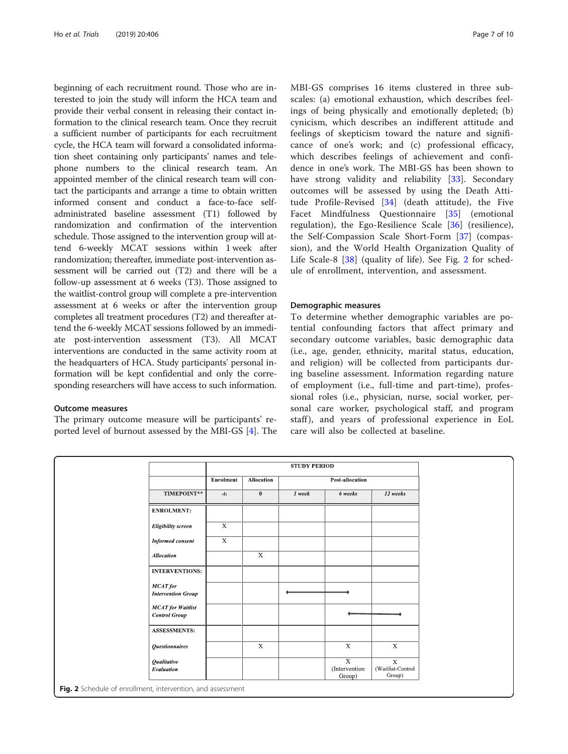beginning of each recruitment round. Those who are interested to join the study will inform the HCA team and provide their verbal consent in releasing their contact information to the clinical research team. Once they recruit a sufficient number of participants for each recruitment cycle, the HCA team will forward a consolidated information sheet containing only participants' names and telephone numbers to the clinical research team. An appointed member of the clinical research team will contact the participants and arrange a time to obtain written informed consent and conduct a face-to-face self-administrated baseline assessment (T1) followed by randomization and confirmation of the intervention schedule. Those assigned to the intervention group will attend 6-weekly MCAT sessions within 1 week after randomization; thereafter, immediate post-intervention assessment will be carried out (T2) and there will be a follow-up assessment at 6 weeks (T3). Those assigned to the waitlist-control group will complete a pre-intervention assessment at 6 weeks or after the intervention group completes all treatment procedures (T2) and thereafter attend the 6-weekly MCAT sessions followed by an immediate post-intervention assessment (T3). All MCAT interventions are conducted in the same activity room at the headquarters of HCA. Study participants' personal information will be kept confidential and only the corresponding researchers will have access to such information.

### Outcome measures

The primary outcome measure will be participants' reported level of burnout assessed by the MBI-GS [4]. The MBI-GS comprises 16 items clustered in three subscales: (a) emotional exhaustion, which describes feelings of being physically and emotionally depleted; (b) cynicism, which describes an indifferent attitude and feelings of skepticism toward the nature and significance of one's work; and (c) professional efficacy, which describes feelings of achievement and confidence in one's work. The MBI-GS has been shown to have strong validity and reliability [33]. Secondary outcomes will be assessed by using the Death Attitude Profile-Revised [34] (death attitude), the Five Facet Mindfulness Questionnaire [35] (emotional regulation), the Ego-Resilience Scale [36] (resilience), the Self-Compassion Scale Short-Form [37] (compassion), and the World Health Organization Quality of Life Scale-8 [38] (quality of life). See Fig. 2 for schedule of enrollment, intervention, and assessment.

### Demographic measures

To determine whether demographic variables are potential confounding factors that affect primary and secondary outcome variables, basic demographic data (i.e., age, gender, ethnicity, marital status, education, and religion) will be collected from participants during baseline assessment. Information regarding nature of employment (i.e., full-time and part-time), professional roles (i.e., physician, nurse, social worker, personal care worker, psychological staff, and program staff), and years of professional experience in EoL care will also be collected at baseline.

| | STUDY PERIOD | | | | |
|---|---|---|---|---|---|
| | **Enrolment** | **Allocation** | **Post-allocation** | | |
| **TIMEPOINT**** | *-t₁* | **0** | *1 week* | *6 weeks* | *12 weeks* |
| **ENROLMENT:** | | | | | |
| ***Eligibility screen*** | X | | | | |
| ***Informed consent*** | X | | | | |
| ***Allocation*** | | X | | | |
| **INTERVENTIONS:** | | | | | |
| ***MCAT for Intervention Group*** | | | ←——— | ———→ | |
| ***MCAT for Waitlist Control Group*** | | | | ←——— | ———→ |
| **ASSESSMENTS:** | | | | | |
| ***Questionnaires*** | | X | | X | X |
| ***Qualitative Evaluation*** | | | | X (Intervention Group) | X (Waitlist-Control Group) |

**Fig. 2** Schedule of enrollment, intervention, and assessment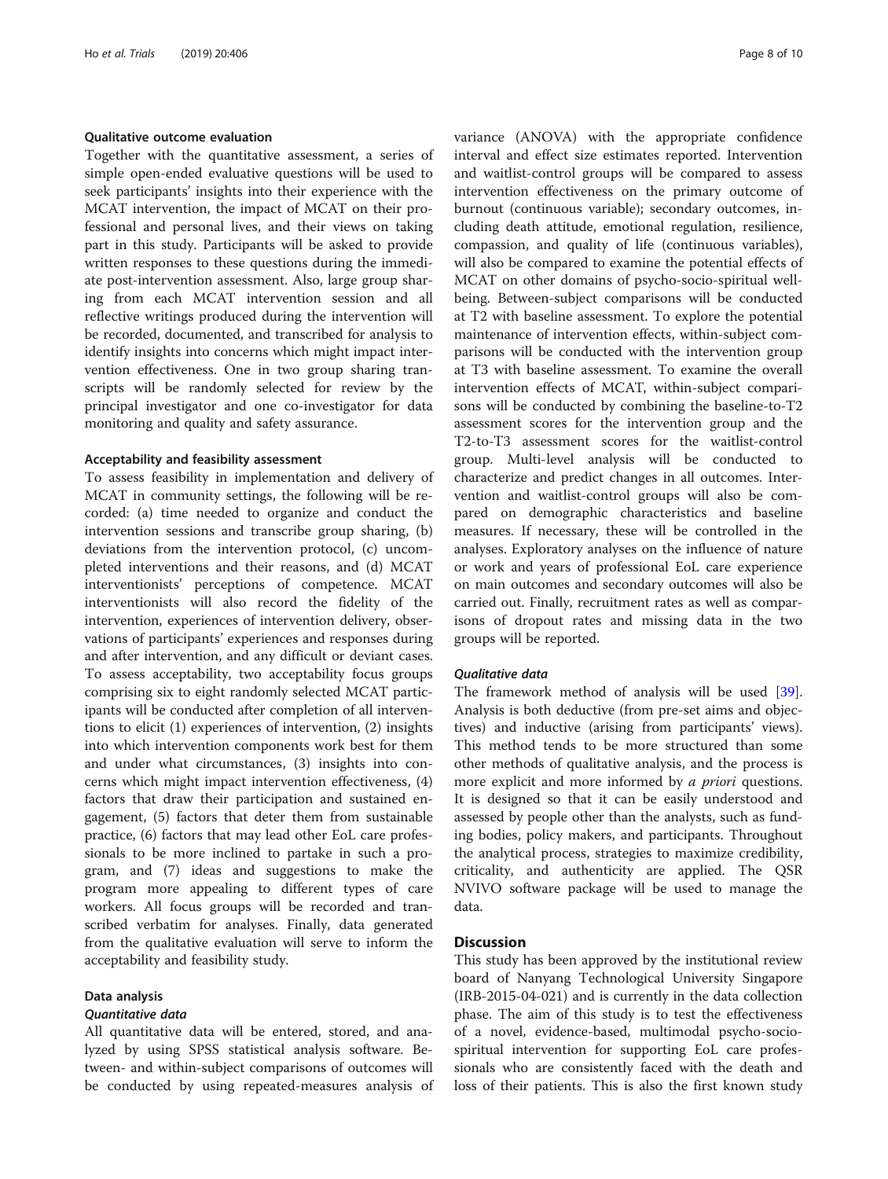### Qualitative outcome evaluation

Together with the quantitative assessment, a series of simple open-ended evaluative questions will be used to seek participants' insights into their experience with the MCAT intervention, the impact of MCAT on their professional and personal lives, and their views on taking part in this study. Participants will be asked to provide written responses to these questions during the immediate post-intervention assessment. Also, large group sharing from each MCAT intervention session and all reflective writings produced during the intervention will be recorded, documented, and transcribed for analysis to identify insights into concerns which might impact intervention effectiveness. One in two group sharing transcripts will be randomly selected for review by the principal investigator and one co-investigator for data monitoring and quality and safety assurance.

### Acceptability and feasibility assessment

To assess feasibility in implementation and delivery of MCAT in community settings, the following will be recorded: (a) time needed to organize and conduct the intervention sessions and transcribe group sharing, (b) deviations from the intervention protocol, (c) uncompleted interventions and their reasons, and (d) MCAT interventionists' perceptions of competence. MCAT interventionists will also record the fidelity of the intervention, experiences of intervention delivery, observations of participants' experiences and responses during and after intervention, and any difficult or deviant cases. To assess acceptability, two acceptability focus groups comprising six to eight randomly selected MCAT participants will be conducted after completion of all interventions to elicit (1) experiences of intervention, (2) insights into which intervention components work best for them and under what circumstances, (3) insights into concerns which might impact intervention effectiveness, (4) factors that draw their participation and sustained engagement, (5) factors that deter them from sustainable practice, (6) factors that may lead other EoL care professionals to be more inclined to partake in such a program, and (7) ideas and suggestions to make the program more appealing to different types of care workers. All focus groups will be recorded and transcribed verbatim for analyses. Finally, data generated from the qualitative evaluation will serve to inform the acceptability and feasibility study.

### Data analysis

#### *Quantitative data*

All quantitative data will be entered, stored, and analyzed by using SPSS statistical analysis software. Between- and within-subject comparisons of outcomes will be conducted by using repeated-measures analysis of variance (ANOVA) with the appropriate confidence interval and effect size estimates reported. Intervention and waitlist-control groups will be compared to assess intervention effectiveness on the primary outcome of burnout (continuous variable); secondary outcomes, including death attitude, emotional regulation, resilience, compassion, and quality of life (continuous variables), will also be compared to examine the potential effects of MCAT on other domains of psycho-socio-spiritual well-being. Between-subject comparisons will be conducted at T2 with baseline assessment. To explore the potential maintenance of intervention effects, within-subject comparisons will be conducted with the intervention group at T3 with baseline assessment. To examine the overall intervention effects of MCAT, within-subject comparisons will be conducted by combining the baseline-to-T2 assessment scores for the intervention group and the T2-to-T3 assessment scores for the waitlist-control group. Multi-level analysis will be conducted to characterize and predict changes in all outcomes. Intervention and waitlist-control groups will also be compared on demographic characteristics and baseline measures. If necessary, these will be controlled in the analyses. Exploratory analyses on the influence of nature or work and years of professional EoL care experience on main outcomes and secondary outcomes will also be carried out. Finally, recruitment rates as well as comparisons of dropout rates and missing data in the two groups will be reported.

#### *Qualitative data*

The framework method of analysis will be used [39]. Analysis is both deductive (from pre-set aims and objectives) and inductive (arising from participants' views). This method tends to be more structured than some other methods of qualitative analysis, and the process is more explicit and more informed by *a priori* questions. It is designed so that it can be easily understood and assessed by people other than the analysts, such as funding bodies, policy makers, and participants. Throughout the analytical process, strategies to maximize credibility, criticality, and authenticity are applied. The QSR NVIVO software package will be used to manage the data.

## Discussion

This study has been approved by the institutional review board of Nanyang Technological University Singapore (IRB-2015-04-021) and is currently in the data collection phase. The aim of this study is to test the effectiveness of a novel, evidence-based, multimodal psycho-socio-spiritual intervention for supporting EoL care professionals who are consistently faced with the death and loss of their patients. This is also the first known study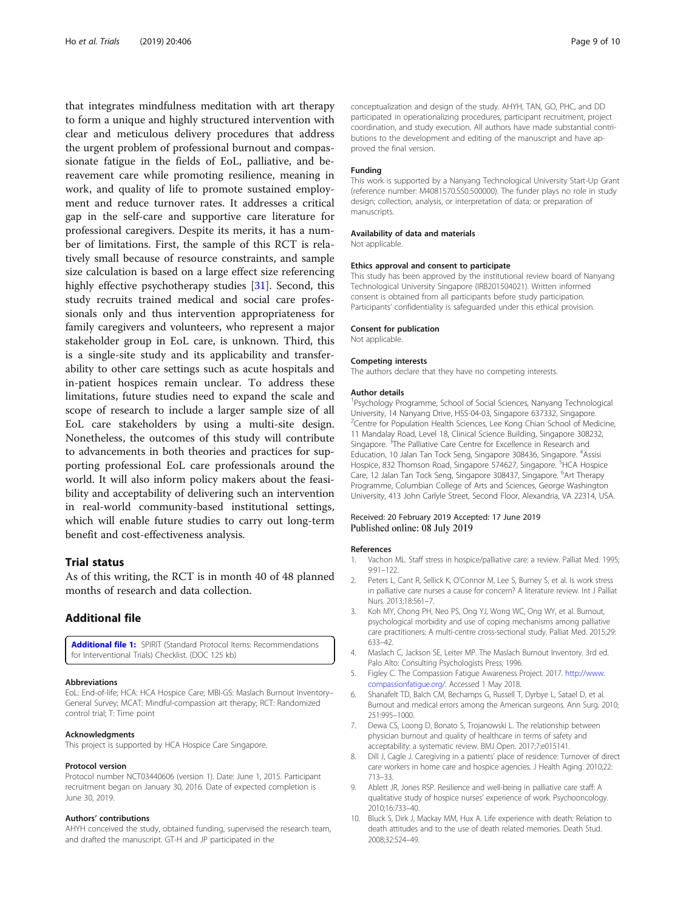that integrates mindfulness meditation with art therapy to form a unique and highly structured intervention with clear and meticulous delivery procedures that address the urgent problem of professional burnout and compassionate fatigue in the fields of EoL, palliative, and bereavement care while promoting resilience, meaning in work, and quality of life to promote sustained employment and reduce turnover rates. It addresses a critical gap in the self-care and supportive care literature for professional caregivers. Despite its merits, it has a number of limitations. First, the sample of this RCT is relatively small because of resource constraints, and sample size calculation is based on a large effect size referencing highly effective psychotherapy studies [31]. Second, this study recruits trained medical and social care professionals only and thus intervention appropriateness for family caregivers and volunteers, who represent a major stakeholder group in EoL care, is unknown. Third, this is a single-site study and its applicability and transferability to other care settings such as acute hospitals and in-patient hospices remain unclear. To address these limitations, future studies need to expand the scale and scope of research to include a larger sample size of all EoL care stakeholders by using a multi-site design. Nonetheless, the outcomes of this study will contribute to advancements in both theories and practices for supporting professional EoL care professionals around the world. It will also inform policy makers about the feasibility and acceptability of delivering such an intervention in real-world community-based institutional settings, which will enable future studies to carry out long-term benefit and cost-effectiveness analysis.

## Trial status

As of this writing, the RCT is in month 40 of 48 planned months of research and data collection.

## Additional file

**Additional file 1:** SPIRIT (Standard Protocol Items: Recommendations for Interventional Trials) Checklist. (DOC 125 kb)

#### Abbreviations

EoL: End-of-life; HCA: HCA Hospice Care; MBI-GS: Maslach Burnout Inventory–General Survey; MCAT: Mindful-compassion art therapy; RCT: Randomized control trial; T: Time point

#### Acknowledgments

This project is supported by HCA Hospice Care Singapore.

#### Protocol version

Protocol number NCT03440606 (version 1). Date: June 1, 2015. Participant recruitment began on January 30, 2016. Date of expected completion is June 30, 2019.

#### Authors' contributions

AHYH conceived the study, obtained funding, supervised the research team, and drafted the manuscript. GT-H and JP participated in the conceptualization and design of the study. AHYH, TAN, GO, PHC, and DD participated in operationalizing procedures, participant recruitment, project coordination, and study execution. All authors have made substantial contributions to the development and editing of the manuscript and have approved the final version.

#### Funding

This work is supported by a Nanyang Technological University Start-Up Grant (reference number: M4081570.SS0.500000). The funder plays no role in study design; collection, analysis, or interpretation of data; or preparation of manuscripts.

#### Availability of data and materials

Not applicable.

#### Ethics approval and consent to participate

This study has been approved by the institutional review board of Nanyang Technological University Singapore (IRB201504021). Written informed consent is obtained from all participants before study participation. Participants' confidentiality is safeguarded under this ethical provision.

#### Consent for publication

Not applicable.

#### Competing interests

The authors declare that they have no competing interests.

#### Author details

[1]Psychology Programme, School of Social Sciences, Nanyang Technological University, 14 Nanyang Drive, HSS-04-03, Singapore 637332, Singapore. [2]Centre for Population Health Sciences, Lee Kong Chian School of Medicine, 11 Mandalay Road, Level 18, Clinical Science Building, Singapore 308232, Singapore. [3]The Palliative Care Centre for Excellence in Research and Education, 10 Jalan Tan Tock Seng, Singapore 308436, Singapore. [4]Assisi Hospice, 832 Thomson Road, Singapore 574627, Singapore. [5]HCA Hospice Care, 12 Jalan Tan Tock Seng, Singapore 308437, Singapore. [6]Art Therapy Programme, Columbian College of Arts and Sciences, George Washington University, 413 John Carlyle Street, Second Floor, Alexandria, VA 22314, USA.

Received: 20 February 2019 Accepted: 17 June 2019
Published online: 08 July 2019

#### References

1. Vachon ML. Staff stress in hospice/palliative care: a review. Palliat Med. 1995;9:91–122.
2. Peters L, Cant R, Sellick K, O'Connor M, Lee S, Burney S, et al. Is work stress in palliative care nurses a cause for concern? A literature review. Int J Palliat Nurs. 2013;18:561–7.
3. Koh MY, Chong PH, Neo PS, Ong YJ, Wong WC, Ong WY, et al. Burnout, psychological morbidity and use of coping mechanisms among palliative care practitioners: A multi-centre cross-sectional study. Palliat Med. 2015;29:633–42.
4. Maslach C, Jackson SE, Leiter MP. The Maslach Burnout Inventory. 3rd ed. Palo Alto: Consulting Psychologists Press; 1996.
5. Figley C. The Compassion Fatigue Awareness Project. 2017. http://www.compassionfatigue.org/. Accessed 1 May 2018.
6. Shanafelt TD, Balch CM, Bechamps G, Russell T, Dyrbye L, Satael D, et al. Burnout and medical errors among the American surgeons. Ann Surg. 2010;251:995–1000.
7. Dewa CS, Loong D, Bonato S, Trojanowski L. The relationship between physician burnout and quality of healthcare in terms of safety and acceptability: a systematic review. BMJ Open. 2017;7:e015141.
8. Dill J, Cagle J. Caregiving in a patients' place of residence: Turnover of direct care workers in home care and hospice agencies. J Health Aging. 2010;22:713–33.
9. Ablett JR, Jones RSP. Resilience and well-being in palliative care staff: A qualitative study of hospice nurses' experience of work. Psychooncology. 2010;16:733–40.
10. Bluck S, Dirk J, Mackay MM, Hux A. Life experience with death: Relation to death attitudes and to the use of death related memories. Death Stud. 2008;32:524–49.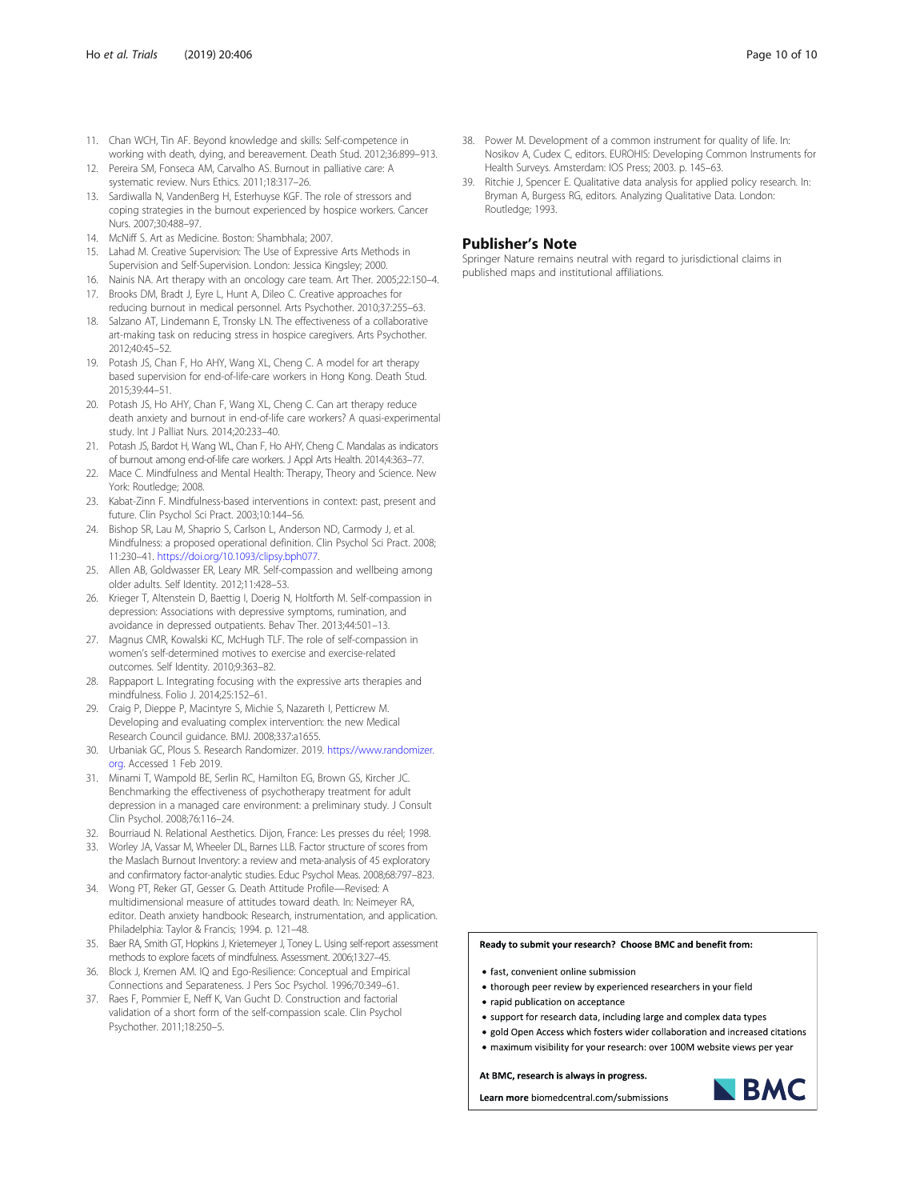11. Chan WCH, Tin AF. Beyond knowledge and skills: Self-competence in working with death, dying, and bereavement. Death Stud. 2012;36:899–913.
12. Pereira SM, Fonseca AM, Carvalho AS. Burnout in palliative care: A systematic review. Nurs Ethics. 2011;18:317–26.
13. Sardiwalla N, VandenBerg H, Esterhuyse KGF. The role of stressors and coping strategies in the burnout experienced by hospice workers. Cancer Nurs. 2007;30:488–97.
14. McNiff S. Art as Medicine. Boston: Shambhala; 2007.
15. Lahad M. Creative Supervision: The Use of Expressive Arts Methods in Supervision and Self-Supervision. London: Jessica Kingsley; 2000.
16. Nainis NA. Art therapy with an oncology care team. Art Ther. 2005;22:150–4.
17. Brooks DM, Bradt J, Eyre L, Hunt A, Dileo C. Creative approaches for reducing burnout in medical personnel. Arts Psychother. 2010;37:255–63.
18. Salzano AT, Lindemann E, Tronsky LN. The effectiveness of a collaborative art-making task on reducing stress in hospice caregivers. Arts Psychother. 2012;40:45–52.
19. Potash JS, Chan F, Ho AHY, Wang XL, Cheng C. A model for art therapy based supervision for end-of-life-care workers in Hong Kong. Death Stud. 2015;39:44–51.
20. Potash JS, Ho AHY, Chan F, Wang XL, Cheng C. Can art therapy reduce death anxiety and burnout in end-of-life care workers? A quasi-experimental study. Int J Palliat Nurs. 2014;20:233–40.
21. Potash JS, Bardot H, Wang WL, Chan F, Ho AHY, Cheng C. Mandalas as indicators of burnout among end-of-life care workers. J Appl Arts Health. 2014;4:363–77.
22. Mace C. Mindfulness and Mental Health: Therapy, Theory and Science. New York: Routledge; 2008.
23. Kabat-Zinn F. Mindfulness-based interventions in context: past, present and future. Clin Psychol Sci Pract. 2003;10:144–56.
24. Bishop SR, Lau M, Shaprio S, Carlson L, Anderson ND, Carmody J, et al. Mindfulness: a proposed operational definition. Clin Psychol Sci Pract. 2008; 11:230–41. https://doi.org/10.1093/clipsy.bph077.
25. Allen AB, Goldwasser ER, Leary MR. Self-compassion and wellbeing among older adults. Self Identity. 2012;11:428–53.
26. Krieger T, Altenstein D, Baettig I, Doerig N, Holtforth M. Self-compassion in depression: Associations with depressive symptoms, rumination, and avoidance in depressed outpatients. Behav Ther. 2013;44:501–13.
27. Magnus CMR, Kowalski KC, McHugh TLF. The role of self-compassion in women's self-determined motives to exercise and exercise-related outcomes. Self Identity. 2010;9:363–82.
28. Rappaport L. Integrating focusing with the expressive arts therapies and mindfulness. Folio J. 2014;25:152–61.
29. Craig P, Dieppe P, Macintyre S, Michie S, Nazareth I, Petticrew M. Developing and evaluating complex intervention: the new Medical Research Council guidance. BMJ. 2008;337:a1655.
30. Urbaniak GC, Plous S. Research Randomizer. 2019. https://www.randomizer.org. Accessed 1 Feb 2019.
31. Minami T, Wampold BE, Serlin RC, Hamilton EG, Brown GS, Kircher JC. Benchmarking the effectiveness of psychotherapy treatment for adult depression in a managed care environment: a preliminary study. J Consult Clin Psychol. 2008;76:116–24.
32. Bourriaud N. Relational Aesthetics. Dijon, France: Les presses du réel; 1998.
33. Worley JA, Vassar M, Wheeler DL, Barnes LLB. Factor structure of scores from the Maslach Burnout Inventory: a review and meta-analysis of 45 exploratory and confirmatory factor-analytic studies. Educ Psychol Meas. 2008;68:797–823.
34. Wong PT, Reker GT, Gesser G. Death Attitude Profile—Revised: A multidimensional measure of attitudes toward death. In: Neimeyer RA, editor. Death anxiety handbook: Research, instrumentation, and application. Philadelphia: Taylor & Francis; 1994. p. 121–48.
35. Baer RA, Smith GT, Hopkins J, Krietemeyer J, Toney L. Using self-report assessment methods to explore facets of mindfulness. Assessment. 2006;13:27–45.
36. Block J, Kremen AM. IQ and Ego-Resilience: Conceptual and Empirical Connections and Separateness. J Pers Soc Psychol. 1996;70:349–61.
37. Raes F, Pommier E, Neff K, Van Gucht D. Construction and factorial validation of a short form of the self-compassion scale. Clin Psychol Psychother. 2011;18:250–5.
38. Power M. Development of a common instrument for quality of life. In: Nosikov A, Cudex C, editors. EUROHIS: Developing Common Instruments for Health Surveys. Amsterdam: IOS Press; 2003. p. 145–63.
39. Ritchie J, Spencer E. Qualitative data analysis for applied policy research. In: Bryman A, Burgess RG, editors. Analyzing Qualitative Data. London: Routledge; 1993.

## Publisher's Note

Springer Nature remains neutral with regard to jurisdictional claims in published maps and institutional affiliations.

**Ready to submit your research? Choose BMC and benefit from:**

- fast, convenient online submission
- thorough peer review by experienced researchers in your field
- rapid publication on acceptance
- support for research data, including large and complex data types
- gold Open Access which fosters wider collaboration and increased citations
- maximum visibility for your research: over 100M website views per year

**At BMC, research is always in progress.**

**Learn more** biomedcentral.com/submissions

BMC